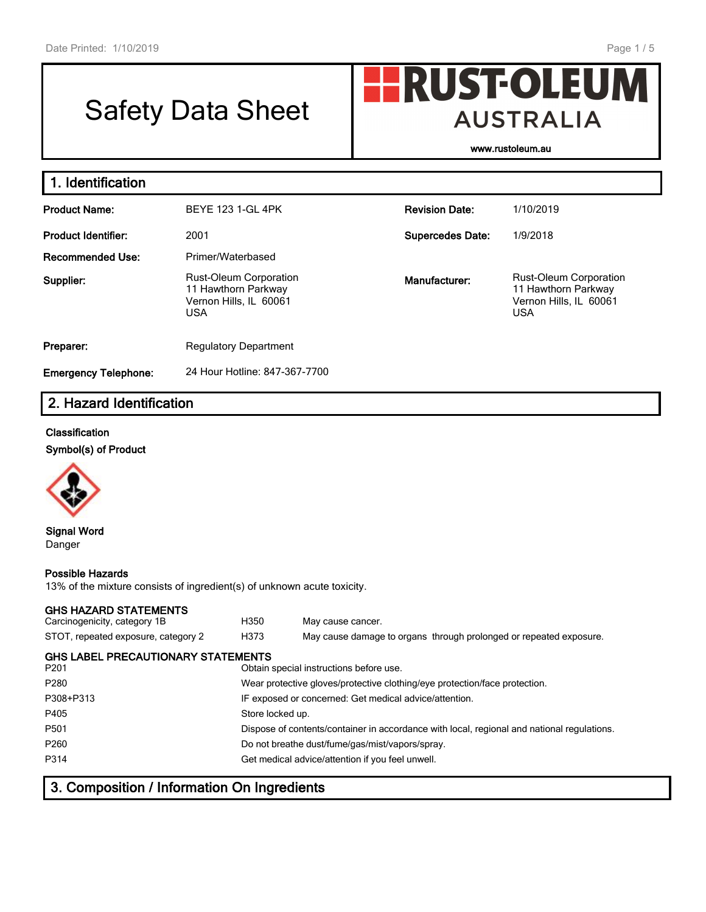# Safety Data Sheet

**RUST-OLEUM AUSTRALIA**

www.rustoleum.au

## 1. Identification

| | | | |
|---|---|---|---|
| **Product Name:** | BEYE 123 1-GL 4PK | **Revision Date:** | 1/10/2019 |
| **Product Identifier:** | 2001 | **Supercedes Date:** | 1/9/2018 |
| **Recommended Use:** | Primer/Waterbased | | |
| **Supplier:** | Rust-Oleum Corporation<br>11 Hawthorn Parkway<br>Vernon Hills, IL 60061<br>USA | **Manufacturer:** | Rust-Oleum Corporation<br>11 Hawthorn Parkway<br>Vernon Hills, IL 60061<br>USA |
| **Preparer:** | Regulatory Department | | |
| **Emergency Telephone:** | 24 Hour Hotline: 847-367-7700 | | |

## 2. Hazard Identification

**Classification**

**Symbol(s) of Product**

**Signal Word**
Danger

**Possible Hazards**
13% of the mixture consists of ingredient(s) of unknown acute toxicity.

**GHS HAZARD STATEMENTS**

| | | |
|---|---|---|
| Carcinogenicity, category 1B | H350 | May cause cancer. |
| STOT, repeated exposure, category 2 | H373 | May cause damage to organs through prolonged or repeated exposure. |

**GHS LABEL PRECAUTIONARY STATEMENTS**

| | |
|---|---|
| P201 | Obtain special instructions before use. |
| P280 | Wear protective gloves/protective clothing/eye protection/face protection. |
| P308+P313 | IF exposed or concerned: Get medical advice/attention. |
| P405 | Store locked up. |
| P501 | Dispose of contents/container in accordance with local, regional and national regulations. |
| P260 | Do not breathe dust/fume/gas/mist/vapors/spray. |
| P314 | Get medical advice/attention if you feel unwell. |

## 3. Composition / Information On Ingredients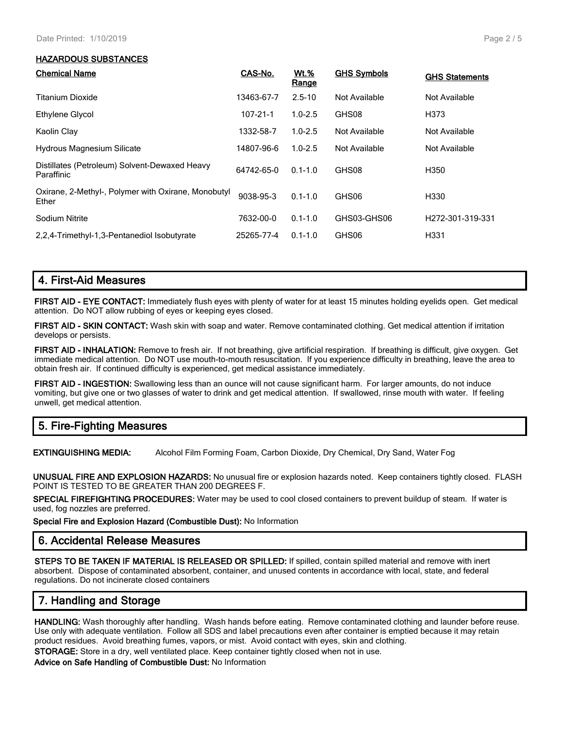### HAZARDOUS SUBSTANCES

| Chemical Name | CAS-No. | Wt.% Range | GHS Symbols | GHS Statements |
|---|---|---|---|---|
| Titanium Dioxide | 13463-67-7 | 2.5-10 | Not Available | Not Available |
| Ethylene Glycol | 107-21-1 | 1.0-2.5 | GHS08 | H373 |
| Kaolin Clay | 1332-58-7 | 1.0-2.5 | Not Available | Not Available |
| Hydrous Magnesium Silicate | 14807-96-6 | 1.0-2.5 | Not Available | Not Available |
| Distillates (Petroleum) Solvent-Dewaxed Heavy Paraffinic | 64742-65-0 | 0.1-1.0 | GHS08 | H350 |
| Oxirane, 2-Methyl-, Polymer with Oxirane, Monobutyl Ether | 9038-95-3 | 0.1-1.0 | GHS06 | H330 |
| Sodium Nitrite | 7632-00-0 | 0.1-1.0 | GHS03-GHS06 | H272-301-319-331 |
| 2,2,4-Trimethyl-1,3-Pentanediol Isobutyrate | 25265-77-4 | 0.1-1.0 | GHS06 | H331 |

## 4. First-Aid Measures

**FIRST AID - EYE CONTACT:** Immediately flush eyes with plenty of water for at least 15 minutes holding eyelids open. Get medical attention. Do NOT allow rubbing of eyes or keeping eyes closed.

**FIRST AID - SKIN CONTACT:** Wash skin with soap and water. Remove contaminated clothing. Get medical attention if irritation develops or persists.

**FIRST AID - INHALATION:** Remove to fresh air. If not breathing, give artificial respiration. If breathing is difficult, give oxygen. Get immediate medical attention. Do NOT use mouth-to-mouth resuscitation. If you experience difficulty in breathing, leave the area to obtain fresh air. If continued difficulty is experienced, get medical assistance immediately.

**FIRST AID - INGESTION:** Swallowing less than an ounce will not cause significant harm. For larger amounts, do not induce vomiting, but give one or two glasses of water to drink and get medical attention. If swallowed, rinse mouth with water. If feeling unwell, get medical attention.

## 5. Fire-Fighting Measures

**EXTINGUISHING MEDIA:** Alcohol Film Forming Foam, Carbon Dioxide, Dry Chemical, Dry Sand, Water Fog

**UNUSUAL FIRE AND EXPLOSION HAZARDS:** No unusual fire or explosion hazards noted. Keep containers tightly closed. FLASH POINT IS TESTED TO BE GREATER THAN 200 DEGREES F.

**SPECIAL FIREFIGHTING PROCEDURES:** Water may be used to cool closed containers to prevent buildup of steam. If water is used, fog nozzles are preferred.

**Special Fire and Explosion Hazard (Combustible Dust):** No Information

## 6. Accidental Release Measures

**STEPS TO BE TAKEN IF MATERIAL IS RELEASED OR SPILLED:** If spilled, contain spilled material and remove with inert absorbent. Dispose of contaminated absorbent, container, and unused contents in accordance with local, state, and federal regulations. Do not incinerate closed containers

## 7. Handling and Storage

**HANDLING:** Wash thoroughly after handling. Wash hands before eating. Remove contaminated clothing and launder before reuse. Use only with adequate ventilation. Follow all SDS and label precautions even after container is emptied because it may retain product residues. Avoid breathing fumes, vapors, or mist. Avoid contact with eyes, skin and clothing.

**STORAGE:** Store in a dry, well ventilated place. Keep container tightly closed when not in use.

**Advice on Safe Handling of Combustible Dust:** No Information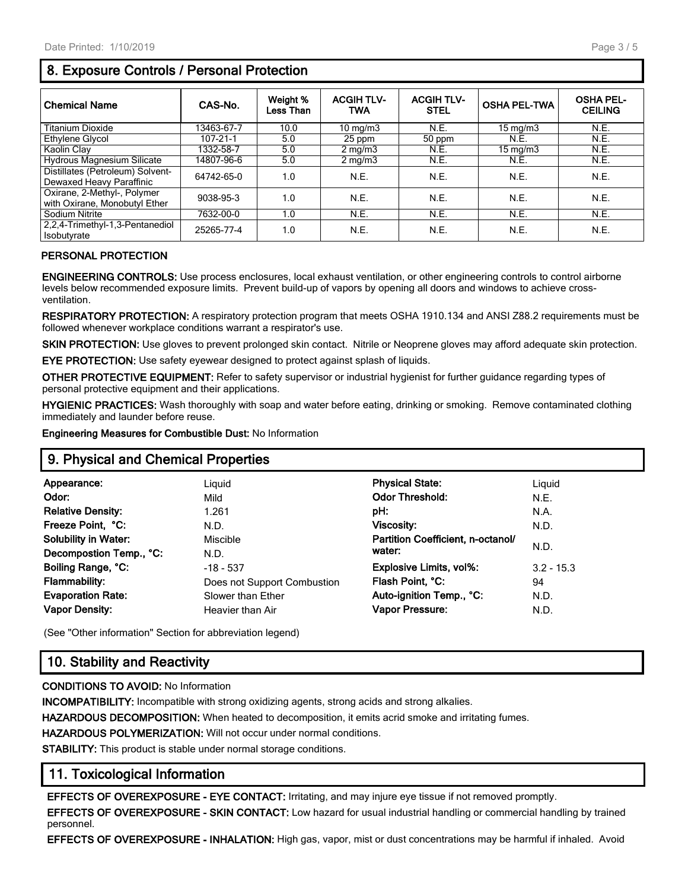## 8. Exposure Controls / Personal Protection

| Chemical Name | CAS-No. | Weight % Less Than | ACGIH TLV-TWA | ACGIH TLV-STEL | OSHA PEL-TWA | OSHA PEL-CEILING |
|---|---|---|---|---|---|---|
| Titanium Dioxide | 13463-67-7 | 10.0 | 10 mg/m3 | N.E. | 15 mg/m3 | N.E. |
| Ethylene Glycol | 107-21-1 | 5.0 | 25 ppm | 50 ppm | N.E. | N.E. |
| Kaolin Clay | 1332-58-7 | 5.0 | 2 mg/m3 | N.E. | 15 mg/m3 | N.E. |
| Hydrous Magnesium Silicate | 14807-96-6 | 5.0 | 2 mg/m3 | N.E. | N.E. | N.E. |
| Distillates (Petroleum) Solvent-Dewaxed Heavy Paraffinic | 64742-65-0 | 1.0 | N.E. | N.E. | N.E. | N.E. |
| Oxirane, 2-Methyl-, Polymer with Oxirane, Monobutyl Ether | 9038-95-3 | 1.0 | N.E. | N.E. | N.E. | N.E. |
| Sodium Nitrite | 7632-00-0 | 1.0 | N.E. | N.E. | N.E. | N.E. |
| 2,2,4-Trimethyl-1,3-Pentanediol Isobutyrate | 25265-77-4 | 1.0 | N.E. | N.E. | N.E. | N.E. |

**PERSONAL PROTECTION**

**ENGINEERING CONTROLS:** Use process enclosures, local exhaust ventilation, or other engineering controls to control airborne levels below recommended exposure limits. Prevent build-up of vapors by opening all doors and windows to achieve cross-ventilation.

**RESPIRATORY PROTECTION:** A respiratory protection program that meets OSHA 1910.134 and ANSI Z88.2 requirements must be followed whenever workplace conditions warrant a respirator's use.

**SKIN PROTECTION:** Use gloves to prevent prolonged skin contact. Nitrile or Neoprene gloves may afford adequate skin protection.

**EYE PROTECTION:** Use safety eyewear designed to protect against splash of liquids.

**OTHER PROTECTIVE EQUIPMENT:** Refer to safety supervisor or industrial hygienist for further guidance regarding types of personal protective equipment and their applications.

**HYGIENIC PRACTICES:** Wash thoroughly with soap and water before eating, drinking or smoking. Remove contaminated clothing immediately and launder before reuse.

**Engineering Measures for Combustible Dust:** No Information

## 9. Physical and Chemical Properties

| | | | |
|---|---|---|---|
| **Appearance:** | Liquid | **Physical State:** | Liquid |
| **Odor:** | Mild | **Odor Threshold:** | N.E. |
| **Relative Density:** | 1.261 | **pH:** | N.A. |
| **Freeze Point, °C:** | N.D. | **Viscosity:** | N.D. |
| **Solubility in Water:** | Miscible | **Partition Coefficient, n-octanol/ water:** | N.D. |
| **Decompostion Temp., °C:** | N.D. | | |
| **Boiling Range, °C:** | -18 - 537 | **Explosive Limits, vol%:** | 3.2 - 15.3 |
| **Flammability:** | Does not Support Combustion | **Flash Point, °C:** | 94 |
| **Evaporation Rate:** | Slower than Ether | **Auto-ignition Temp., °C:** | N.D. |
| **Vapor Density:** | Heavier than Air | **Vapor Pressure:** | N.D. |

(See "Other information" Section for abbreviation legend)

## 10. Stability and Reactivity

**CONDITIONS TO AVOID:** No Information

**INCOMPATIBILITY:** Incompatible with strong oxidizing agents, strong acids and strong alkalies.

**HAZARDOUS DECOMPOSITION:** When heated to decomposition, it emits acrid smoke and irritating fumes.

**HAZARDOUS POLYMERIZATION:** Will not occur under normal conditions.

**STABILITY:** This product is stable under normal storage conditions.

## 11. Toxicological Information

**EFFECTS OF OVEREXPOSURE - EYE CONTACT:** Irritating, and may injure eye tissue if not removed promptly.

**EFFECTS OF OVEREXPOSURE - SKIN CONTACT:** Low hazard for usual industrial handling or commercial handling by trained personnel.

**EFFECTS OF OVEREXPOSURE - INHALATION:** High gas, vapor, mist or dust concentrations may be harmful if inhaled. Avoid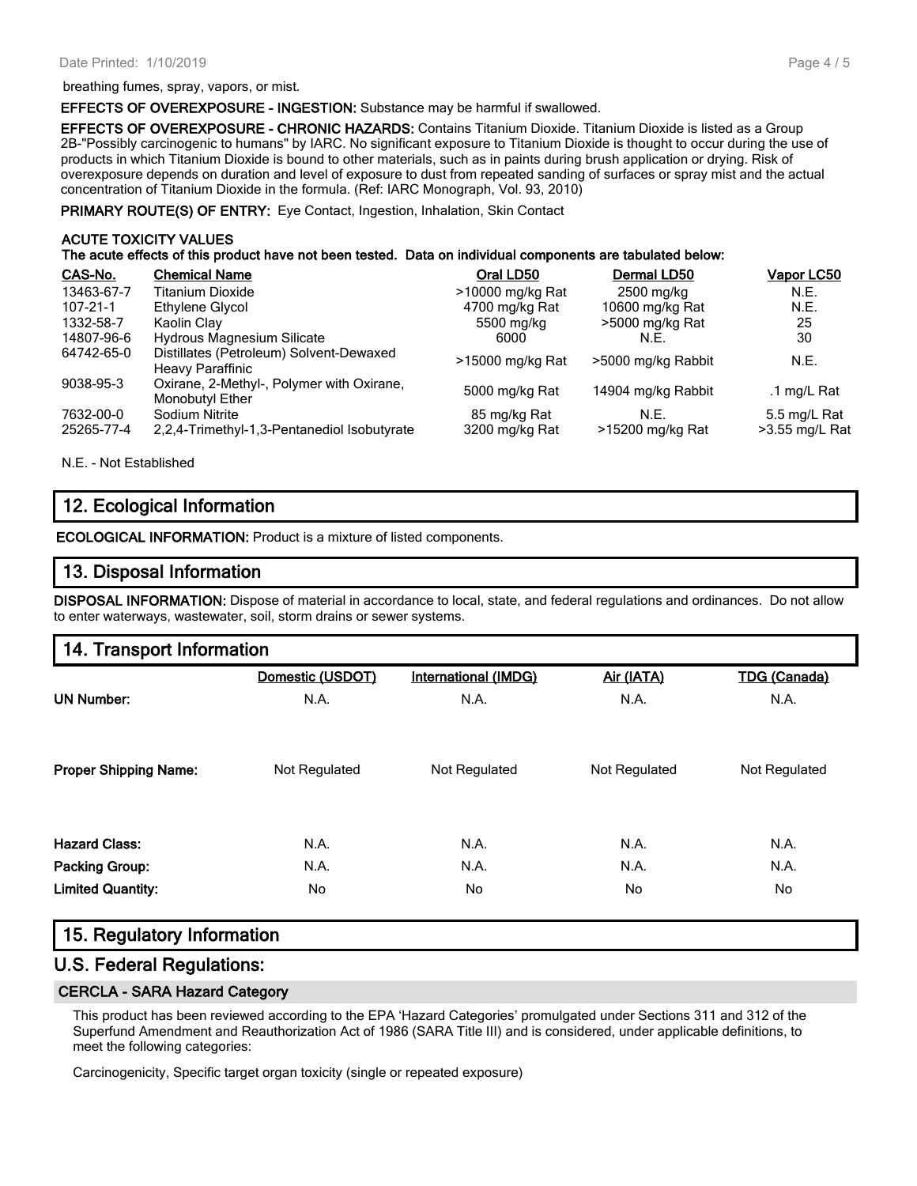breathing fumes, spray, vapors, or mist.

**EFFECTS OF OVEREXPOSURE - INGESTION:** Substance may be harmful if swallowed.

**EFFECTS OF OVEREXPOSURE - CHRONIC HAZARDS:** Contains Titanium Dioxide. Titanium Dioxide is listed as a Group 2B-"Possibly carcinogenic to humans" by IARC. No significant exposure to Titanium Dioxide is thought to occur during the use of products in which Titanium Dioxide is bound to other materials, such as in paints during brush application or drying. Risk of overexposure depends on duration and level of exposure to dust from repeated sanding of surfaces or spray mist and the actual concentration of Titanium Dioxide in the formula. (Ref: IARC Monograph, Vol. 93, 2010)

**PRIMARY ROUTE(S) OF ENTRY:** Eye Contact, Ingestion, Inhalation, Skin Contact

**ACUTE TOXICITY VALUES**

**The acute effects of this product have not been tested. Data on individual components are tabulated below:**

| CAS-No. | Chemical Name | Oral LD50 | Dermal LD50 | Vapor LC50 |
|---|---|---|---|---|
| 13463-67-7 | Titanium Dioxide | >10000 mg/kg Rat | 2500 mg/kg | N.E. |
| 107-21-1 | Ethylene Glycol | 4700 mg/kg Rat | 10600 mg/kg Rat | N.E. |
| 1332-58-7 | Kaolin Clay | 5500 mg/kg | >5000 mg/kg Rat | 25 |
| 14807-96-6 | Hydrous Magnesium Silicate | 6000 | N.E. | 30 |
| 64742-65-0 | Distillates (Petroleum) Solvent-Dewaxed Heavy Paraffinic | >15000 mg/kg Rat | >5000 mg/kg Rabbit | N.E. |
| 9038-95-3 | Oxirane, 2-Methyl-, Polymer with Oxirane, Monobutyl Ether | 5000 mg/kg Rat | 14904 mg/kg Rabbit | .1 mg/L Rat |
| 7632-00-0 | Sodium Nitrite | 85 mg/kg Rat | N.E. | 5.5 mg/L Rat |
| 25265-77-4 | 2,2,4-Trimethyl-1,3-Pentanediol Isobutyrate | 3200 mg/kg Rat | >15200 mg/kg Rat | >3.55 mg/L Rat |

N.E. - Not Established

## 12. Ecological Information

**ECOLOGICAL INFORMATION:** Product is a mixture of listed components.

## 13. Disposal Information

**DISPOSAL INFORMATION:** Dispose of material in accordance to local, state, and federal regulations and ordinances. Do not allow to enter waterways, wastewater, soil, storm drains or sewer systems.

## 14. Transport Information

| | Domestic (USDOT) | International (IMDG) | Air (IATA) | TDG (Canada) |
|---|---|---|---|---|
| **UN Number:** | N.A. | N.A. | N.A. | N.A. |
| **Proper Shipping Name:** | Not Regulated | Not Regulated | Not Regulated | Not Regulated |
| **Hazard Class:** | N.A. | N.A. | N.A. | N.A. |
| **Packing Group:** | N.A. | N.A. | N.A. | N.A. |
| **Limited Quantity:** | No | No | No | No |

## 15. Regulatory Information

## U.S. Federal Regulations:

### CERCLA - SARA Hazard Category

This product has been reviewed according to the EPA 'Hazard Categories' promulgated under Sections 311 and 312 of the Superfund Amendment and Reauthorization Act of 1986 (SARA Title III) and is considered, under applicable definitions, to meet the following categories:

Carcinogenicity, Specific target organ toxicity (single or repeated exposure)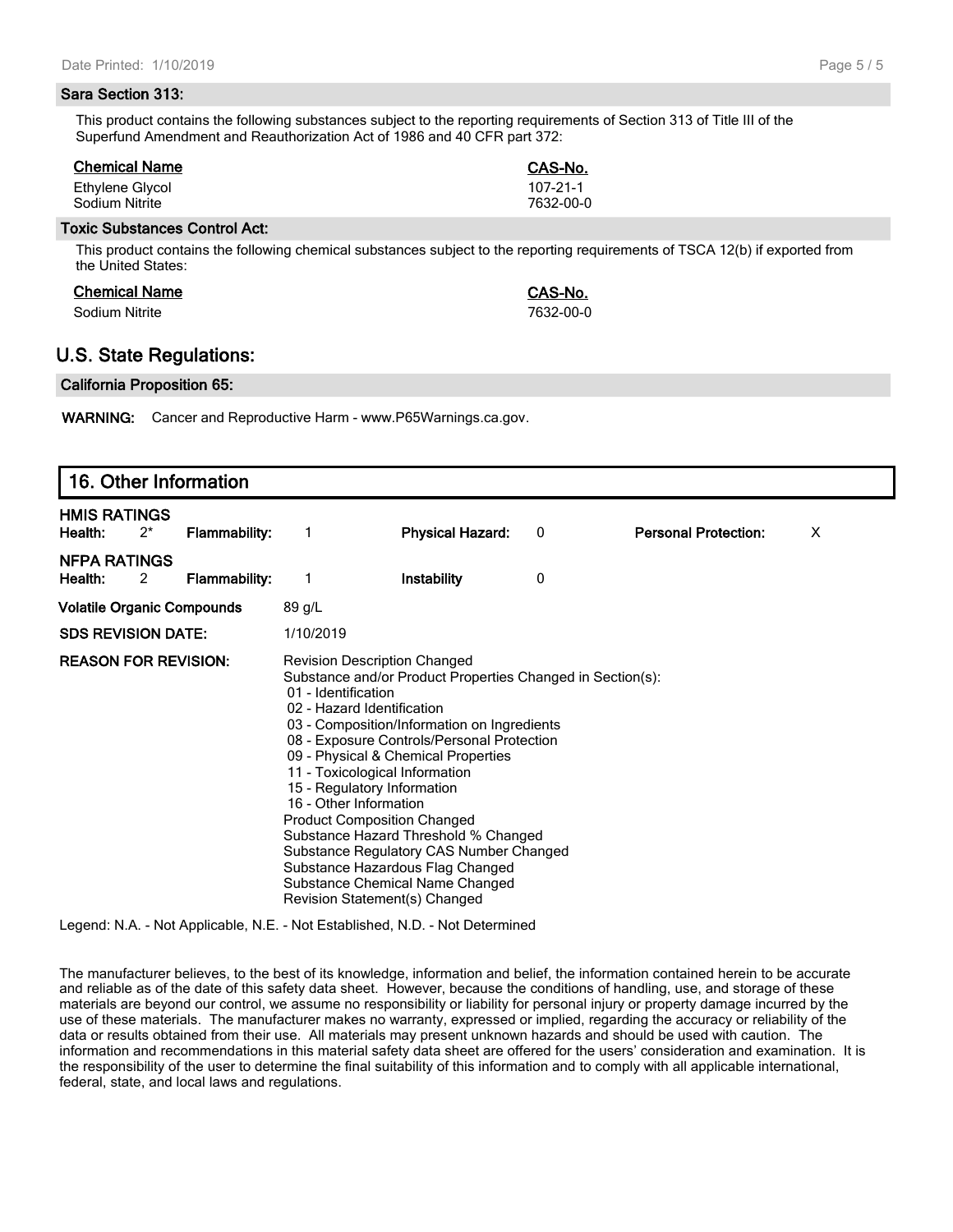### Sara Section 313:

This product contains the following substances subject to the reporting requirements of Section 313 of Title III of the Superfund Amendment and Reauthorization Act of 1986 and 40 CFR part 372:

| Chemical Name | CAS-No. |
|---|---|
| Ethylene Glycol | 107-21-1 |
| Sodium Nitrite | 7632-00-0 |

### Toxic Substances Control Act:

This product contains the following chemical substances subject to the reporting requirements of TSCA 12(b) if exported from the United States:

| Chemical Name | CAS-No. |
|---|---|
| Sodium Nitrite | 7632-00-0 |

## U.S. State Regulations:

### California Proposition 65:

**WARNING:** Cancer and Reproductive Harm - www.P65Warnings.ca.gov.

## 16. Other Information

**HMIS RATINGS**

| | | | | | | | |
|---|---|---|---|---|---|---|---|
| **Health:** | 2* | **Flammability:** | 1 | **Physical Hazard:** | 0 | **Personal Protection:** | X |

**NFPA RATINGS**

| | | | | | |
|---|---|---|---|---|---|
| **Health:** | 2 | **Flammability:** | 1 | **Instability** | 0 |

**Volatile Organic Compounds** 89 g/L

**SDS REVISION DATE:** 1/10/2019

**REASON FOR REVISION:**

Revision Description Changed
Substance and/or Product Properties Changed in Section(s):
- 01 - Identification
- 02 - Hazard Identification
- 03 - Composition/Information on Ingredients
- 08 - Exposure Controls/Personal Protection
- 09 - Physical & Chemical Properties
- 11 - Toxicological Information
- 15 - Regulatory Information
- 16 - Other Information

Product Composition Changed
Substance Hazard Threshold % Changed
Substance Regulatory CAS Number Changed
Substance Hazardous Flag Changed
Substance Chemical Name Changed
Revision Statement(s) Changed

Legend: N.A. - Not Applicable, N.E. - Not Established, N.D. - Not Determined

The manufacturer believes, to the best of its knowledge, information and belief, the information contained herein to be accurate and reliable as of the date of this safety data sheet. However, because the conditions of handling, use, and storage of these materials are beyond our control, we assume no responsibility or liability for personal injury or property damage incurred by the use of these materials. The manufacturer makes no warranty, expressed or implied, regarding the accuracy or reliability of the data or results obtained from their use. All materials may present unknown hazards and should be used with caution. The information and recommendations in this material safety data sheet are offered for the users' consideration and examination. It is the responsibility of the user to determine the final suitability of this information and to comply with all applicable international, federal, state, and local laws and regulations.